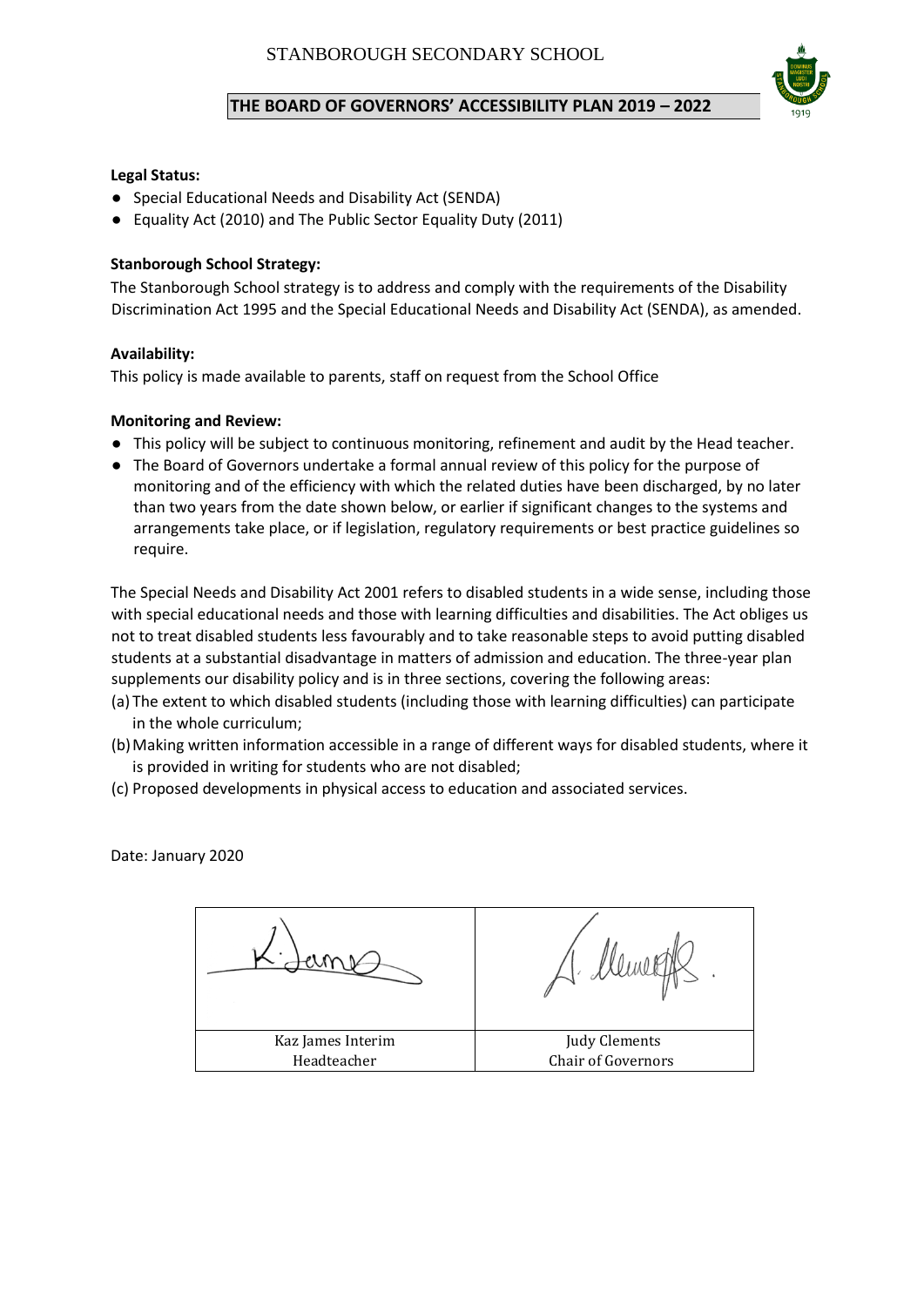# STANBOROUGH SECONDARY SCHOOL

## THE BOARD OF GOVERNORS' ACCESSIBILITY PLAN 2019 – 2022

**Legal Status:**

- Special Educational Needs and Disability Act (SENDA)
- Equality Act (2010) and The Public Sector Equality Duty (2011)

**Stanborough School Strategy:**

The Stanborough School strategy is to address and comply with the requirements of the Disability Discrimination Act 1995 and the Special Educational Needs and Disability Act (SENDA), as amended.

**Availability:**

This policy is made available to parents, staff on request from the School Office

**Monitoring and Review:**

- This policy will be subject to continuous monitoring, refinement and audit by the Head teacher.
- The Board of Governors undertake a formal annual review of this policy for the purpose of monitoring and of the efficiency with which the related duties have been discharged, by no later than two years from the date shown below, or earlier if significant changes to the systems and arrangements take place, or if legislation, regulatory requirements or best practice guidelines so require.

The Special Needs and Disability Act 2001 refers to disabled students in a wide sense, including those with special educational needs and those with learning difficulties and disabilities. The Act obliges us not to treat disabled students less favourably and to take reasonable steps to avoid putting disabled students at a substantial disadvantage in matters of admission and education. The three-year plan supplements our disability policy and is in three sections, covering the following areas:

(a) The extent to which disabled students (including those with learning difficulties) can participate in the whole curriculum;

(b) Making written information accessible in a range of different ways for disabled students, where it is provided in writing for students who are not disabled;

(c) Proposed developments in physical access to education and associated services.

Date: January 2020

| | |
|---|---|
| Kaz James Interim Headteacher | Judy Clements Chair of Governors |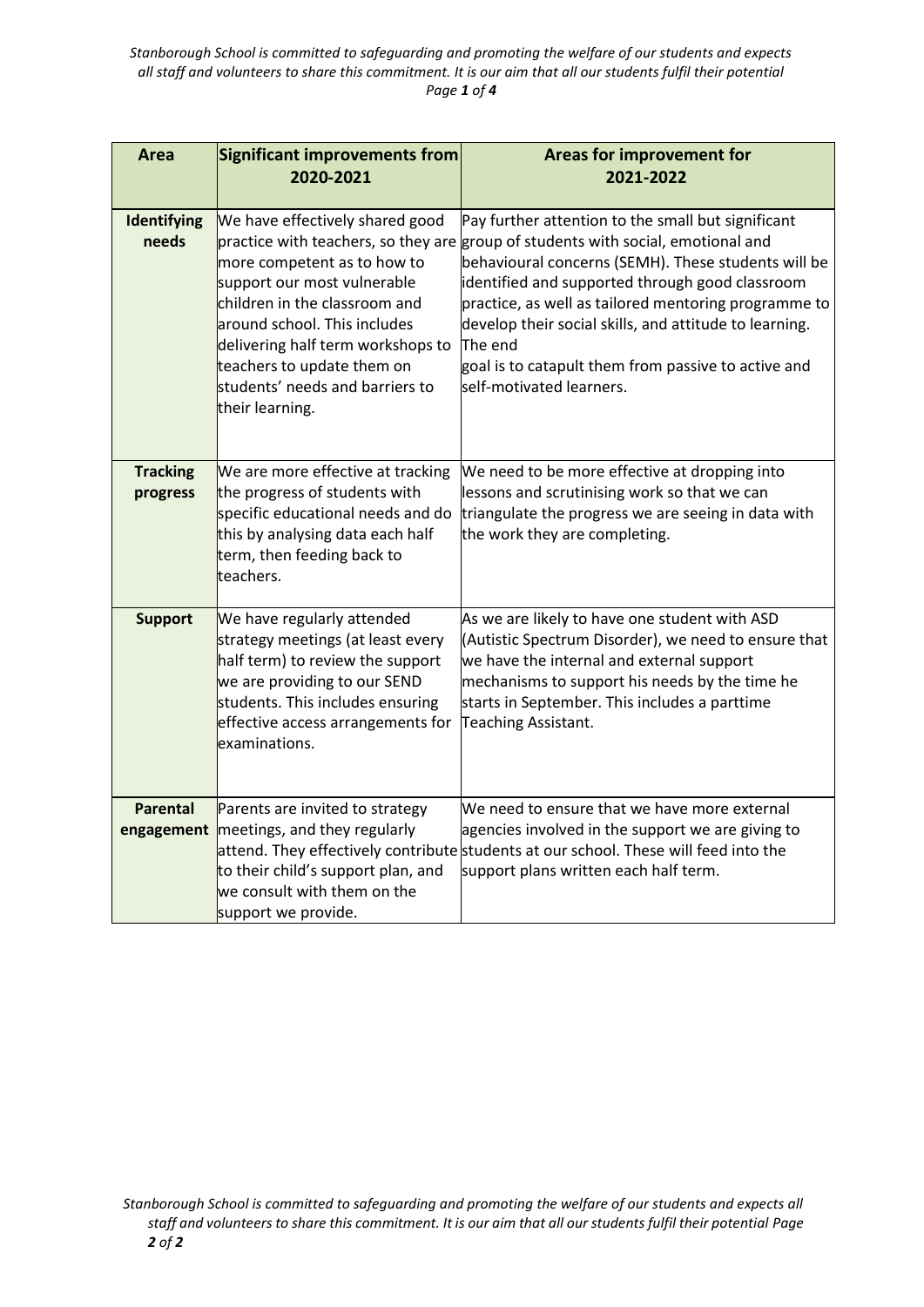| Area | Significant improvements from 2020-2021 | Areas for improvement for 2021-2022 |
|---|---|---|
| **Identifying needs** | We have effectively shared good practice with teachers, so they are more competent as to how to support our most vulnerable children in the classroom and around school. This includes delivering half term workshops to teachers to update them on students' needs and barriers to their learning. | Pay further attention to the small but significant group of students with social, emotional and behavioural concerns (SEMH). These students will be identified and supported through good classroom practice, as well as tailored mentoring programme to develop their social skills, and attitude to learning. The end goal is to catapult them from passive to active and self-motivated learners. |
| **Tracking progress** | We are more effective at tracking the progress of students with specific educational needs and do this by analysing data each half term, then feeding back to teachers. | We need to be more effective at dropping into lessons and scrutinising work so that we can triangulate the progress we are seeing in data with the work they are completing. |
| **Support** | We have regularly attended strategy meetings (at least every half term) to review the support we are providing to our SEND students. This includes ensuring effective access arrangements for examinations. | As we are likely to have one student with ASD (Autistic Spectrum Disorder), we need to ensure that we have the internal and external support mechanisms to support his needs by the time he starts in September. This includes a parttime Teaching Assistant. |
| **Parental engagement** | Parents are invited to strategy meetings, and they regularly attend. They effectively contribute to their child's support plan, and we consult with them on the support we provide. | We need to ensure that we have more external agencies involved in the support we are giving to students at our school. These will feed into the support plans written each half term. |